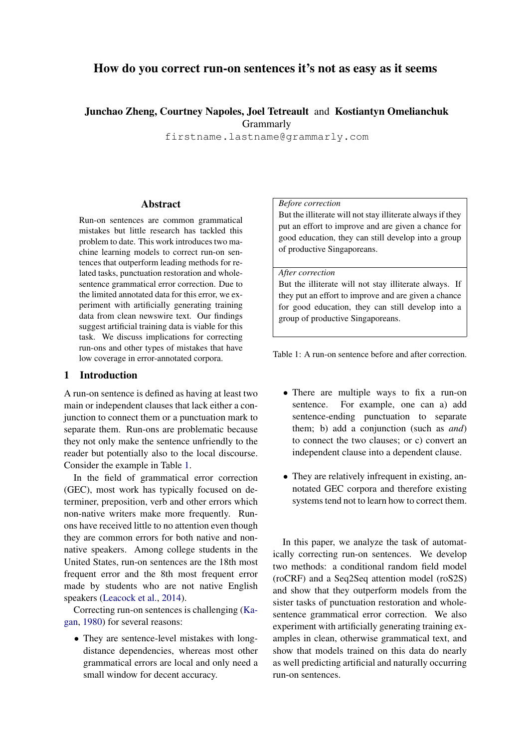# How do you correct run-on sentences it's not as easy as it seems

**Junchao Zheng, Courtney Napoles, Joel Tetreault** and **Kostiantyn Omelianchuk**
Grammarly
`firstname.lastname@grammarly.com`

## Abstract

Run-on sentences are common grammatical mistakes but little research has tackled this problem to date. This work introduces two machine learning models to correct run-on sentences that outperform leading methods for related tasks, punctuation restoration and whole-sentence grammatical error correction. Due to the limited annotated data for this error, we experiment with artificially generating training data from clean newswire text. Our findings suggest artificial training data is viable for this task. We discuss implications for correcting run-ons and other types of mistakes that have low coverage in error-annotated corpora.

## 1 Introduction

A run-on sentence is defined as having at least two main or independent clauses that lack either a conjunction to connect them or a punctuation mark to separate them. Run-ons are problematic because they not only make the sentence unfriendly to the reader but potentially also to the local discourse. Consider the example in Table 1.

| |
|---|
| *Before correction* |
| But the illiterate will not stay illiterate always if they put an effort to improve and are given a chance for good education, they can still develop into a group of productive Singaporeans. |
| *After correction* |
| But the illiterate will not stay illiterate always. If they put an effort to improve and are given a chance for good education, they can still develop into a group of productive Singaporeans. |

Table 1: A run-on sentence before and after correction.

In the field of grammatical error correction (GEC), most work has typically focused on determiner, preposition, verb and other errors which non-native writers make more frequently. Run-ons have received little to no attention even though they are common errors for both native and non-native speakers. Among college students in the United States, run-on sentences are the 18th most frequent error and the 8th most frequent error made by students who are not native English speakers (Leacock et al., 2014).

Correcting run-on sentences is challenging (Kagan, 1980) for several reasons:

- They are sentence-level mistakes with long-distance dependencies, whereas most other grammatical errors are local and only need a small window for decent accuracy.
- There are multiple ways to fix a run-on sentence. For example, one can a) add sentence-ending punctuation to separate them; b) add a conjunction (such as *and*) to connect the two clauses; or c) convert an independent clause into a dependent clause.
- They are relatively infrequent in existing, annotated GEC corpora and therefore existing systems tend not to learn how to correct them.

In this paper, we analyze the task of automatically correcting run-on sentences. We develop two methods: a conditional random field model (roCRF) and a Seq2Seq attention model (roS2S) and show that they outperform models from the sister tasks of punctuation restoration and whole-sentence grammatical error correction. We also experiment with artificially generating training examples in clean, otherwise grammatical text, and show that models trained on this data do nearly as well predicting artificial and naturally occurring run-on sentences.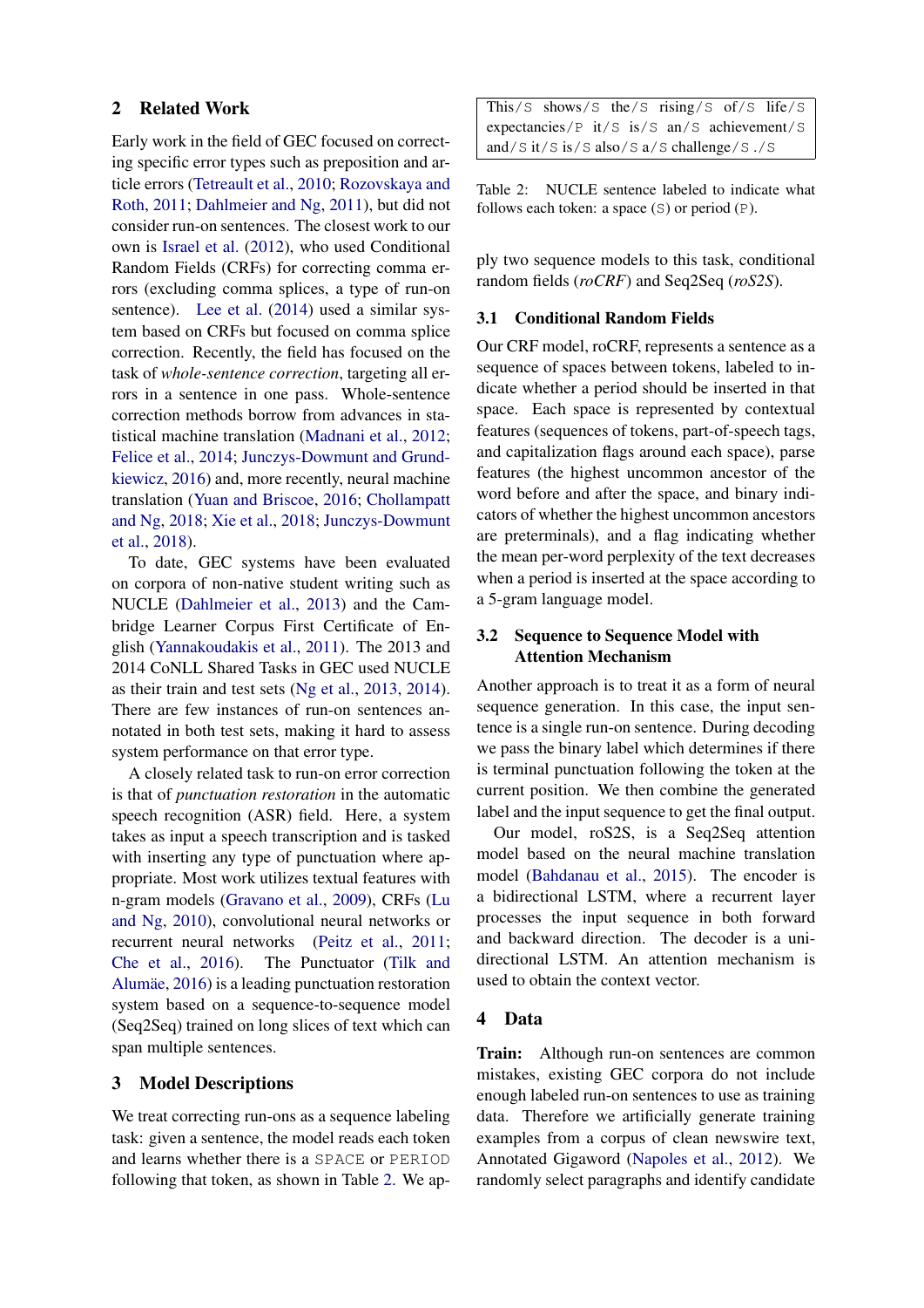## 2 Related Work

Early work in the field of GEC focused on correcting specific error types such as preposition and article errors (Tetreault et al., 2010; Rozovskaya and Roth, 2011; Dahlmeier and Ng, 2011), but did not consider run-on sentences. The closest work to our own is Israel et al. (2012), who used Conditional Random Fields (CRFs) for correcting comma errors (excluding comma splices, a type of run-on sentence). Lee et al. (2014) used a similar system based on CRFs but focused on comma splice correction. Recently, the field has focused on the task of *whole-sentence correction*, targeting all errors in a sentence in one pass. Whole-sentence correction methods borrow from advances in statistical machine translation (Madnani et al., 2012; Felice et al., 2014; Junczys-Dowmunt and Grundkiewicz, 2016) and, more recently, neural machine translation (Yuan and Briscoe, 2016; Chollampatt and Ng, 2018; Xie et al., 2018; Junczys-Dowmunt et al., 2018).

To date, GEC systems have been evaluated on corpora of non-native student writing such as NUCLE (Dahlmeier et al., 2013) and the Cambridge Learner Corpus First Certificate of English (Yannakoudakis et al., 2011). The 2013 and 2014 CoNLL Shared Tasks in GEC used NUCLE as their train and test sets (Ng et al., 2013, 2014). There are few instances of run-on sentences annotated in both test sets, making it hard to assess system performance on that error type.

A closely related task to run-on error correction is that of *punctuation restoration* in the automatic speech recognition (ASR) field. Here, a system takes as input a speech transcription and is tasked with inserting any type of punctuation where appropriate. Most work utilizes textual features with n-gram models (Gravano et al., 2009), CRFs (Lu and Ng, 2010), convolutional neural networks or recurrent neural networks (Peitz et al., 2011; Che et al., 2016). The Punctuator (Tilk and Alumäe, 2016) is a leading punctuation restoration system based on a sequence-to-sequence model (Seq2Seq) trained on long slices of text which can span multiple sentences.

## 3 Model Descriptions

We treat correcting run-ons as a sequence labeling task: given a sentence, the model reads each token and learns whether there is a SPACE or PERIOD following that token, as shown in Table 2. We apply two sequence models to this task, conditional random fields (*roCRF*) and Seq2Seq (*roS2S*).

| This/S shows/S the/S rising/S of/S life/S expectancies/P it/S is/S an/S achievement/S and/S it/S is/S also/S a/S challenge/S ./S |
|---|

Table 2: NUCLE sentence labeled to indicate what follows each token: a space (S) or period (P).

### 3.1 Conditional Random Fields

Our CRF model, roCRF, represents a sentence as a sequence of spaces between tokens, labeled to indicate whether a period should be inserted in that space. Each space is represented by contextual features (sequences of tokens, part-of-speech tags, and capitalization flags around each space), parse features (the highest uncommon ancestor of the word before and after the space, and binary indicators of whether the highest uncommon ancestors are preterminals), and a flag indicating whether the mean per-word perplexity of the text decreases when a period is inserted at the space according to a 5-gram language model.

### 3.2 Sequence to Sequence Model with Attention Mechanism

Another approach is to treat it as a form of neural sequence generation. In this case, the input sentence is a single run-on sentence. During decoding we pass the binary label which determines if there is terminal punctuation following the token at the current position. We then combine the generated label and the input sequence to get the final output.

Our model, roS2S, is a Seq2Seq attention model based on the neural machine translation model (Bahdanau et al., 2015). The encoder is a bidirectional LSTM, where a recurrent layer processes the input sequence in both forward and backward direction. The decoder is a unidirectional LSTM. An attention mechanism is used to obtain the context vector.

## 4 Data

**Train:** Although run-on sentences are common mistakes, existing GEC corpora do not include enough labeled run-on sentences to use as training data. Therefore we artificially generate training examples from a corpus of clean newswire text, Annotated Gigaword (Napoles et al., 2012). We randomly select paragraphs and identify candidate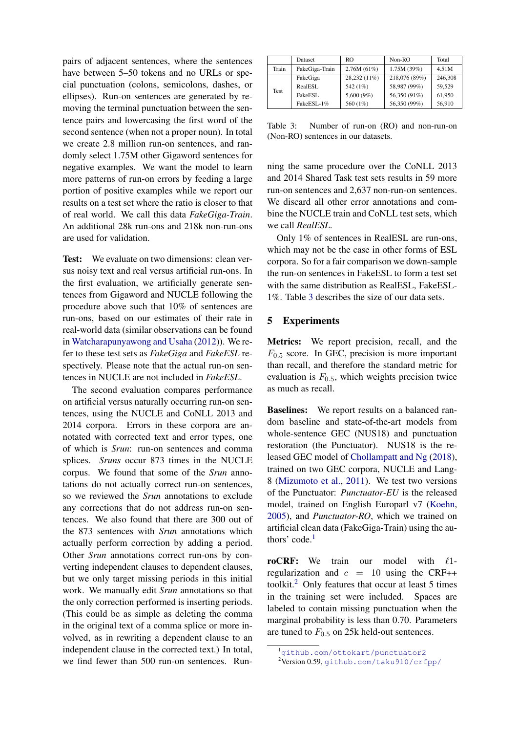pairs of adjacent sentences, where the sentences have between 5–50 tokens and no URLs or special punctuation (colons, semicolons, dashes, or ellipses). Run-on sentences are generated by removing the terminal punctuation between the sentence pairs and lowercasing the first word of the second sentence (when not a proper noun). In total we create 2.8 million run-on sentences, and randomly select 1.75M other Gigaword sentences for negative examples. We want the model to learn more patterns of run-on errors by feeding a large portion of positive examples while we report our results on a test set where the ratio is closer to that of real world. We call this data *FakeGiga-Train*. An additional 28k run-ons and 218k non-run-ons are used for validation.

**Test:** We evaluate on two dimensions: clean versus noisy text and real versus artificial run-ons. In the first evaluation, we artificially generate sentences from Gigaword and NUCLE following the procedure above such that 10% of sentences are run-ons, based on our estimates of their rate in real-world data (similar observations can be found in Watcharapunyawong and Usaha (2012)). We refer to these test sets as *FakeGiga* and *FakeESL* respectively. Please note that the actual run-on sentences in NUCLE are not included in *FakeESL*.

The second evaluation compares performance on artificial versus naturally occurring run-on sentences, using the NUCLE and CoNLL 2013 and 2014 corpora. Errors in these corpora are annotated with corrected text and error types, one of which is *Srun*: run-on sentences and comma splices. *Sruns* occur 873 times in the NUCLE corpus. We found that some of the *Srun* annotations do not actually correct run-on sentences, so we reviewed the *Srun* annotations to exclude any corrections that do not address run-on sentences. We also found that there are 300 out of the 873 sentences with *Srun* annotations which actually perform correction by adding a period. Other *Srun* annotations correct run-ons by converting independent clauses to dependent clauses, but we only target missing periods in this initial work. We manually edit *Srun* annotations so that the only correction performed is inserting periods. (This could be as simple as deleting the comma in the original text of a comma splice or more involved, as in rewriting a dependent clause to an independent clause in the corrected text.) In total, we find fewer than 500 run-on sentences. Running the same procedure over the CoNLL 2013 and 2014 Shared Task test sets results in 59 more run-on sentences and 2,637 non-run-on sentences. We discard all other error annotations and combine the NUCLE train and CoNLL test sets, which we call *RealESL*.

| | Dataset | RO | Non-RO | Total |
|---|---|---|---|---|
| Train | FakeGiga-Train | 2.76M (61%) | 1.75M (39%) | 4.51M |
| Test | FakeGiga | 28,232 (11%) | 218,076 (89%) | 246,308 |
| | RealESL | 542 (1%) | 58,987 (99%) | 59,529 |
| | FakeESL | 5,600 (9%) | 56,350 (91%) | 61,950 |
| | FakeESL-1% | 560 (1%) | 56,350 (99%) | 56,910 |

Table 3: Number of run-on (RO) and non-run-on (Non-RO) sentences in our datasets.

Only 1% of sentences in RealESL are run-ons, which may not be the case in other forms of ESL corpora. So for a fair comparison we down-sample the run-on sentences in FakeESL to form a test set with the same distribution as RealESL, FakeESL-1%. Table 3 describes the size of our data sets.

## 5 Experiments

**Metrics:** We report precision, recall, and the $F_{0.5}$ score. In GEC, precision is more important than recall, and therefore the standard metric for evaluation is $F_{0.5}$, which weights precision twice as much as recall.

**Baselines:** We report results on a balanced random baseline and state-of-the-art models from whole-sentence GEC (NUS18) and punctuation restoration (the Punctuator). NUS18 is the released GEC model of Chollampatt and Ng (2018), trained on two GEC corpora, NUCLE and Lang-8 (Mizumoto et al., 2011). We test two versions of the Punctuator: *Punctuator-EU* is the released model, trained on English Europarl v7 (Koehn, 2005), and *Punctuator-RO*, which we trained on artificial clean data (FakeGiga-Train) using the authors' code.[1]

**roCRF:** We train our model with $\ell1$-regularization and $c = 10$ using the CRF++ toolkit.[2] Only features that occur at least 5 times in the training set were included. Spaces are labeled to contain missing punctuation when the marginal probability is less than 0.70. Parameters are tuned to $F_{0.5}$ on 25k held-out sentences.

[1] github.com/ottokart/punctuator2

[2] Version 0.59, github.com/taku910/crfpp/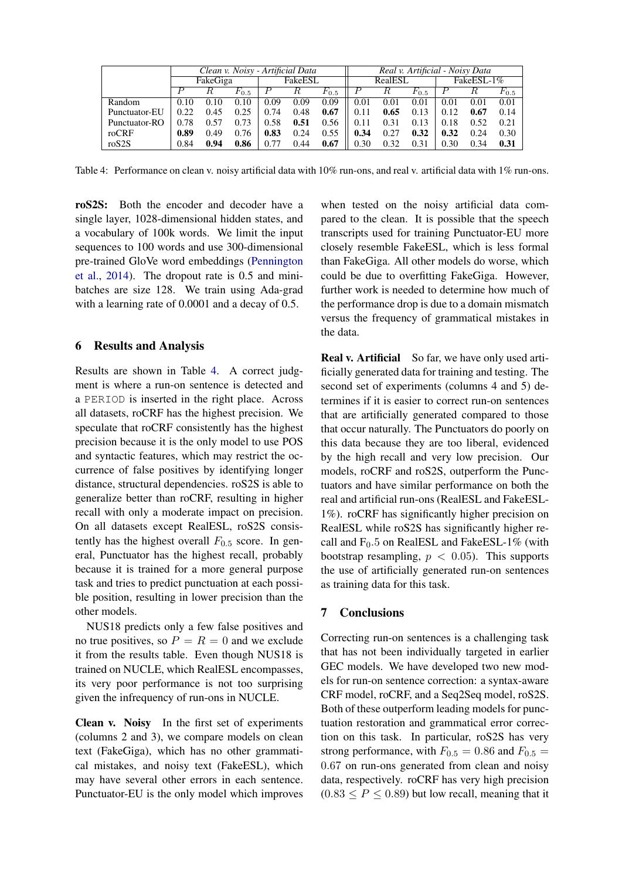| | *Clean v. Noisy - Artificial Data* | | | | | | *Real v. Artificial - Noisy Data* | | | | | |
|---|---|---|---|---|---|---|---|---|---|---|---|---|
| | FakeGiga | | | FakeESL | | | RealESL | | | FakeESL-1% | | |
| | $P$ | $R$ | $F_{0.5}$ | $P$ | $R$ | $F_{0.5}$ | $P$ | $R$ | $F_{0.5}$ | $P$ | $R$ | $F_{0.5}$ |
| Random | 0.10 | 0.10 | 0.10 | 0.09 | 0.09 | 0.09 | 0.01 | 0.01 | 0.01 | 0.01 | 0.01 | 0.01 |
| Punctuator-EU | 0.22 | 0.45 | 0.25 | 0.74 | 0.48 | **0.67** | 0.11 | **0.65** | 0.13 | 0.12 | **0.67** | 0.14 |
| Punctuator-RO | 0.78 | 0.57 | 0.73 | 0.58 | **0.51** | 0.56 | 0.11 | 0.31 | 0.13 | 0.18 | 0.52 | 0.21 |
| roCRF | **0.89** | 0.49 | 0.76 | **0.83** | 0.24 | 0.55 | **0.34** | 0.27 | **0.32** | **0.32** | 0.24 | 0.30 |
| roS2S | 0.84 | **0.94** | **0.86** | 0.77 | 0.44 | **0.67** | 0.30 | 0.32 | 0.31 | 0.30 | 0.34 | **0.31** |

Table 4: Performance on clean v. noisy artificial data with 10% run-ons, and real v. artificial data with 1% run-ons.

**roS2S:** Both the encoder and decoder have a single layer, 1028-dimensional hidden states, and a vocabulary of 100k words. We limit the input sequences to 100 words and use 300-dimensional pre-trained GloVe word embeddings (Pennington et al., 2014). The dropout rate is 0.5 and mini-batches are size 128. We train using Ada-grad with a learning rate of 0.0001 and a decay of 0.5.

## 6 Results and Analysis

Results are shown in Table 4. A correct judgment is where a run-on sentence is detected and a PERIOD is inserted in the right place. Across all datasets, roCRF has the highest precision. We speculate that roCRF consistently has the highest precision because it is the only model to use POS and syntactic features, which may restrict the occurrence of false positives by identifying longer distance, structural dependencies. roS2S is able to generalize better than roCRF, resulting in higher recall with only a moderate impact on precision. On all datasets except RealESL, roS2S consistently has the highest overall $F_{0.5}$ score. In general, Punctuator has the highest recall, probably because it is trained for a more general purpose task and tries to predict punctuation at each possible position, resulting in lower precision than the other models.

NUS18 predicts only a few false positives and no true positives, so $P = R = 0$ and we exclude it from the results table. Even though NUS18 is trained on NUCLE, which RealESL encompasses, its very poor performance is not too surprising given the infrequency of run-ons in NUCLE.

**Clean v. Noisy** In the first set of experiments (columns 2 and 3), we compare models on clean text (FakeGiga), which has no other grammatical mistakes, and noisy text (FakeESL), which may have several other errors in each sentence. Punctuator-EU is the only model which improves when tested on the noisy artificial data compared to the clean. It is possible that the speech transcripts used for training Punctuator-EU more closely resemble FakeESL, which is less formal than FakeGiga. All other models do worse, which could be due to overfitting FakeGiga. However, further work is needed to determine how much of the performance drop is due to a domain mismatch versus the frequency of grammatical mistakes in the data.

**Real v. Artificial** So far, we have only used artificially generated data for training and testing. The second set of experiments (columns 4 and 5) determines if it is easier to correct run-on sentences that are artificially generated compared to those that occur naturally. The Punctuators do poorly on this data because they are too liberal, evidenced by the high recall and very low precision. Our models, roCRF and roS2S, outperform the Punctuators and have similar performance on both the real and artificial run-ons (RealESL and FakeESL-1%). roCRF has significantly higher precision on RealESL while roS2S has significantly higher recall and $F_0.5$ on RealESL and FakeESL-1% (with bootstrap resampling, $p < 0.05$). This supports the use of artificially generated run-on sentences as training data for this task.

## 7 Conclusions

Correcting run-on sentences is a challenging task that has not been individually targeted in earlier GEC models. We have developed two new models for run-on sentence correction: a syntax-aware CRF model, roCRF, and a Seq2Seq model, roS2S. Both of these outperform leading models for punctuation restoration and grammatical error correction on this task. In particular, roS2S has very strong performance, with $F_{0.5} = 0.86$ and $F_{0.5} = 0.67$ on run-ons generated from clean and noisy data, respectively. roCRF has very high precision ($0.83 \leq P \leq 0.89$) but low recall, meaning that it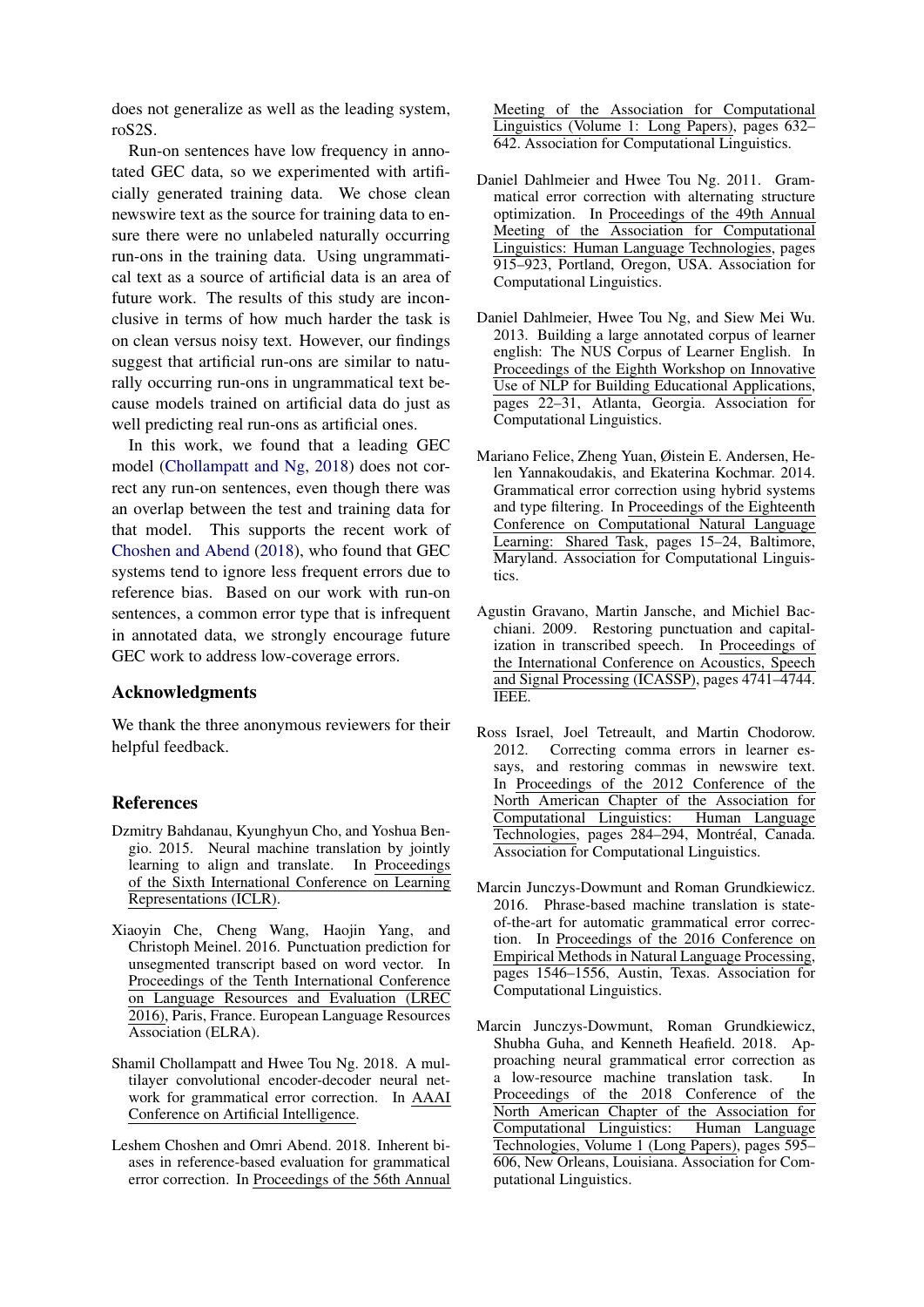does not generalize as well as the leading system, roS2S.

Run-on sentences have low frequency in annotated GEC data, so we experimented with artificially generated training data. We chose clean newswire text as the source for training data to ensure there were no unlabeled naturally occurring run-ons in the training data. Using ungrammatical text as a source of artificial data is an area of future work. The results of this study are inconclusive in terms of how much harder the task is on clean versus noisy text. However, our findings suggest that artificial run-ons are similar to naturally occurring run-ons in ungrammatical text because models trained on artificial data do just as well predicting real run-ons as artificial ones.

In this work, we found that a leading GEC model (Chollampatt and Ng, 2018) does not correct any run-on sentences, even though there was an overlap between the test and training data for that model. This supports the recent work of Choshen and Abend (2018), who found that GEC systems tend to ignore less frequent errors due to reference bias. Based on our work with run-on sentences, a common error type that is infrequent in annotated data, we strongly encourage future GEC work to address low-coverage errors.

## Acknowledgments

We thank the three anonymous reviewers for their helpful feedback.

## References

Dzmitry Bahdanau, Kyunghyun Cho, and Yoshua Bengio. 2015. Neural machine translation by jointly learning to align and translate. In Proceedings of the Sixth International Conference on Learning Representations (ICLR).

Xiaoyin Che, Cheng Wang, Haojin Yang, and Christoph Meinel. 2016. Punctuation prediction for unsegmented transcript based on word vector. In Proceedings of the Tenth International Conference on Language Resources and Evaluation (LREC 2016), Paris, France. European Language Resources Association (ELRA).

Shamil Chollampatt and Hwee Tou Ng. 2018. A multilayer convolutional encoder-decoder neural network for grammatical error correction. In AAAI Conference on Artificial Intelligence.

Leshem Choshen and Omri Abend. 2018. Inherent biases in reference-based evaluation for grammatical error correction. In Proceedings of the 56th Annual Meeting of the Association for Computational Linguistics (Volume 1: Long Papers), pages 632–642. Association for Computational Linguistics.

Daniel Dahlmeier and Hwee Tou Ng. 2011. Grammatical error correction with alternating structure optimization. In Proceedings of the 49th Annual Meeting of the Association for Computational Linguistics: Human Language Technologies, pages 915–923, Portland, Oregon, USA. Association for Computational Linguistics.

Daniel Dahlmeier, Hwee Tou Ng, and Siew Mei Wu. 2013. Building a large annotated corpus of learner english: The NUS Corpus of Learner English. In Proceedings of the Eighth Workshop on Innovative Use of NLP for Building Educational Applications, pages 22–31, Atlanta, Georgia. Association for Computational Linguistics.

Mariano Felice, Zheng Yuan, Øistein E. Andersen, Helen Yannakoudakis, and Ekaterina Kochmar. 2014. Grammatical error correction using hybrid systems and type filtering. In Proceedings of the Eighteenth Conference on Computational Natural Language Learning: Shared Task, pages 15–24, Baltimore, Maryland. Association for Computational Linguistics.

Agustin Gravano, Martin Jansche, and Michiel Bacchiani. 2009. Restoring punctuation and capitalization in transcribed speech. In Proceedings of the International Conference on Acoustics, Speech and Signal Processing (ICASSP), pages 4741–4744. IEEE.

Ross Israel, Joel Tetreault, and Martin Chodorow. 2012. Correcting comma errors in learner essays, and restoring commas in newswire text. In Proceedings of the 2012 Conference of the North American Chapter of the Association for Computational Linguistics: Human Language Technologies, pages 284–294, Montréal, Canada. Association for Computational Linguistics.

Marcin Junczys-Dowmunt and Roman Grundkiewicz. 2016. Phrase-based machine translation is state-of-the-art for automatic grammatical error correction. In Proceedings of the 2016 Conference on Empirical Methods in Natural Language Processing, pages 1546–1556, Austin, Texas. Association for Computational Linguistics.

Marcin Junczys-Dowmunt, Roman Grundkiewicz, Shubha Guha, and Kenneth Heafield. 2018. Approaching neural grammatical error correction as a low-resource machine translation task. In Proceedings of the 2018 Conference of the North American Chapter of the Association for Computational Linguistics: Human Language Technologies, Volume 1 (Long Papers), pages 595–606, New Orleans, Louisiana. Association for Computational Linguistics.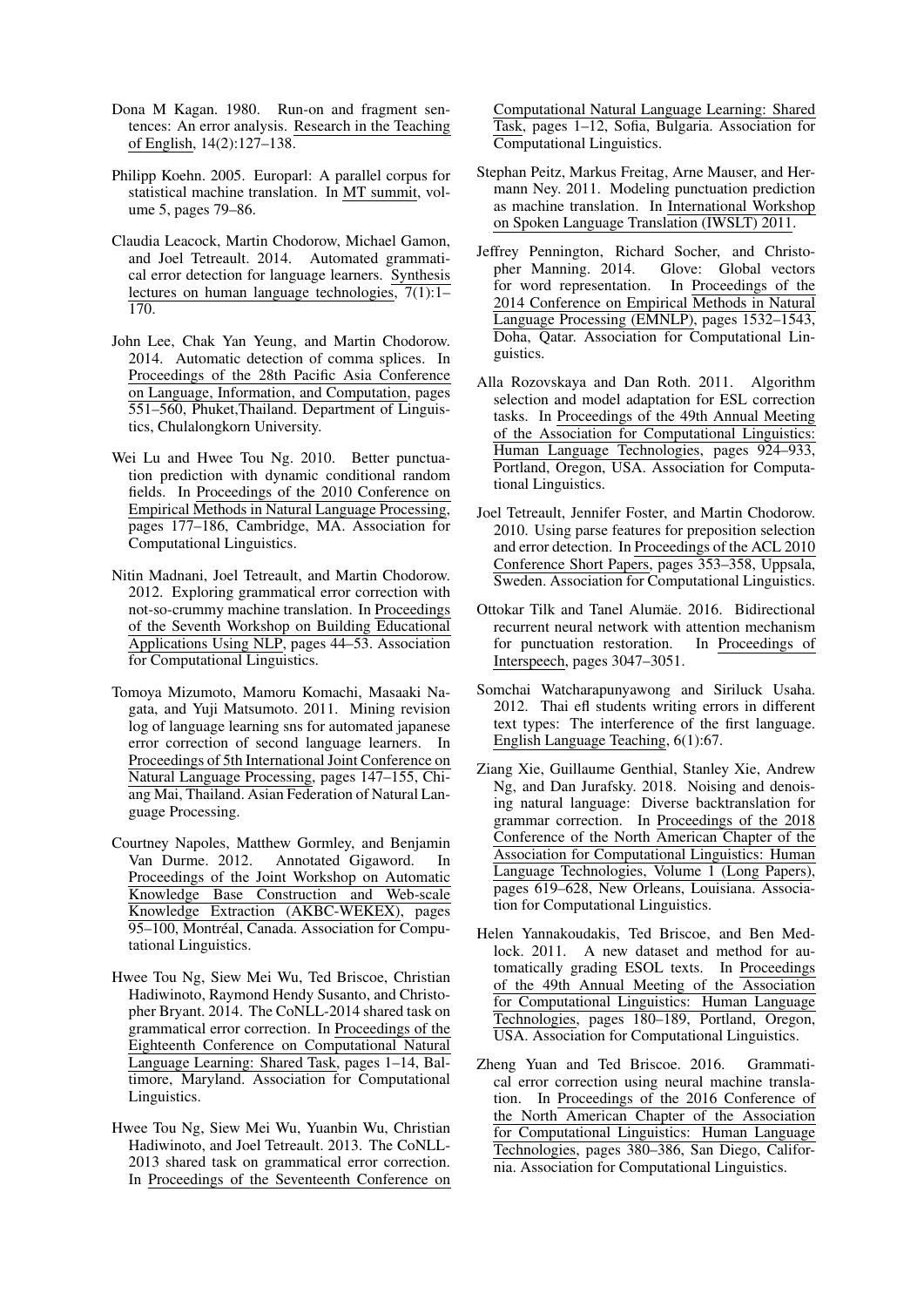Dona M Kagan. 1980. Run-on and fragment sentences: An error analysis. Research in the Teaching of English, 14(2):127–138.

Philipp Koehn. 2005. Europarl: A parallel corpus for statistical machine translation. In MT summit, volume 5, pages 79–86.

Claudia Leacock, Martin Chodorow, Michael Gamon, and Joel Tetreault. 2014. Automated grammatical error detection for language learners. Synthesis lectures on human language technologies, 7(1):1–170.

John Lee, Chak Yan Yeung, and Martin Chodorow. 2014. Automatic detection of comma splices. In Proceedings of the 28th Pacific Asia Conference on Language, Information, and Computation, pages 551–560, Phuket,Thailand. Department of Linguistics, Chulalongkorn University.

Wei Lu and Hwee Tou Ng. 2010. Better punctuation prediction with dynamic conditional random fields. In Proceedings of the 2010 Conference on Empirical Methods in Natural Language Processing, pages 177–186, Cambridge, MA. Association for Computational Linguistics.

Nitin Madnani, Joel Tetreault, and Martin Chodorow. 2012. Exploring grammatical error correction with not-so-crummy machine translation. In Proceedings of the Seventh Workshop on Building Educational Applications Using NLP, pages 44–53. Association for Computational Linguistics.

Tomoya Mizumoto, Mamoru Komachi, Masaaki Nagata, and Yuji Matsumoto. 2011. Mining revision log of language learning sns for automated japanese error correction of second language learners. In Proceedings of 5th International Joint Conference on Natural Language Processing, pages 147–155, Chiang Mai, Thailand. Asian Federation of Natural Language Processing.

Courtney Napoles, Matthew Gormley, and Benjamin Van Durme. 2012. Annotated Gigaword. In Proceedings of the Joint Workshop on Automatic Knowledge Base Construction and Web-scale Knowledge Extraction (AKBC-WEKEX), pages 95–100, Montréal, Canada. Association for Computational Linguistics.

Hwee Tou Ng, Siew Mei Wu, Ted Briscoe, Christian Hadiwinoto, Raymond Hendy Susanto, and Christopher Bryant. 2014. The CoNLL-2014 shared task on grammatical error correction. In Proceedings of the Eighteenth Conference on Computational Natural Language Learning: Shared Task, pages 1–14, Baltimore, Maryland. Association for Computational Linguistics.

Hwee Tou Ng, Siew Mei Wu, Yuanbin Wu, Christian Hadiwinoto, and Joel Tetreault. 2013. The CoNLL-2013 shared task on grammatical error correction. In Proceedings of the Seventeenth Conference on Computational Natural Language Learning: Shared Task, pages 1–12, Sofia, Bulgaria. Association for Computational Linguistics.

Stephan Peitz, Markus Freitag, Arne Mauser, and Hermann Ney. 2011. Modeling punctuation prediction as machine translation. In International Workshop on Spoken Language Translation (IWSLT) 2011.

Jeffrey Pennington, Richard Socher, and Christopher Manning. 2014. Glove: Global vectors for word representation. In Proceedings of the 2014 Conference on Empirical Methods in Natural Language Processing (EMNLP), pages 1532–1543, Doha, Qatar. Association for Computational Linguistics.

Alla Rozovskaya and Dan Roth. 2011. Algorithm selection and model adaptation for ESL correction tasks. In Proceedings of the 49th Annual Meeting of the Association for Computational Linguistics: Human Language Technologies, pages 924–933, Portland, Oregon, USA. Association for Computational Linguistics.

Joel Tetreault, Jennifer Foster, and Martin Chodorow. 2010. Using parse features for preposition selection and error detection. In Proceedings of the ACL 2010 Conference Short Papers, pages 353–358, Uppsala, Sweden. Association for Computational Linguistics.

Ottokar Tilk and Tanel Alumäe. 2016. Bidirectional recurrent neural network with attention mechanism for punctuation restoration. In Proceedings of Interspeech, pages 3047–3051.

Somchai Watcharapunyawong and Siriluck Usaha. 2012. Thai efl students writing errors in different text types: The interference of the first language. English Language Teaching, 6(1):67.

Ziang Xie, Guillaume Genthial, Stanley Xie, Andrew Ng, and Dan Jurafsky. 2018. Noising and denoising natural language: Diverse backtranslation for grammar correction. In Proceedings of the 2018 Conference of the North American Chapter of the Association for Computational Linguistics: Human Language Technologies, Volume 1 (Long Papers), pages 619–628, New Orleans, Louisiana. Association for Computational Linguistics.

Helen Yannakoudakis, Ted Briscoe, and Ben Medlock. 2011. A new dataset and method for automatically grading ESOL texts. In Proceedings of the 49th Annual Meeting of the Association for Computational Linguistics: Human Language Technologies, pages 180–189, Portland, Oregon, USA. Association for Computational Linguistics.

Zheng Yuan and Ted Briscoe. 2016. Grammatical error correction using neural machine translation. In Proceedings of the 2016 Conference of the North American Chapter of the Association for Computational Linguistics: Human Language Technologies, pages 380–386, San Diego, California. Association for Computational Linguistics.